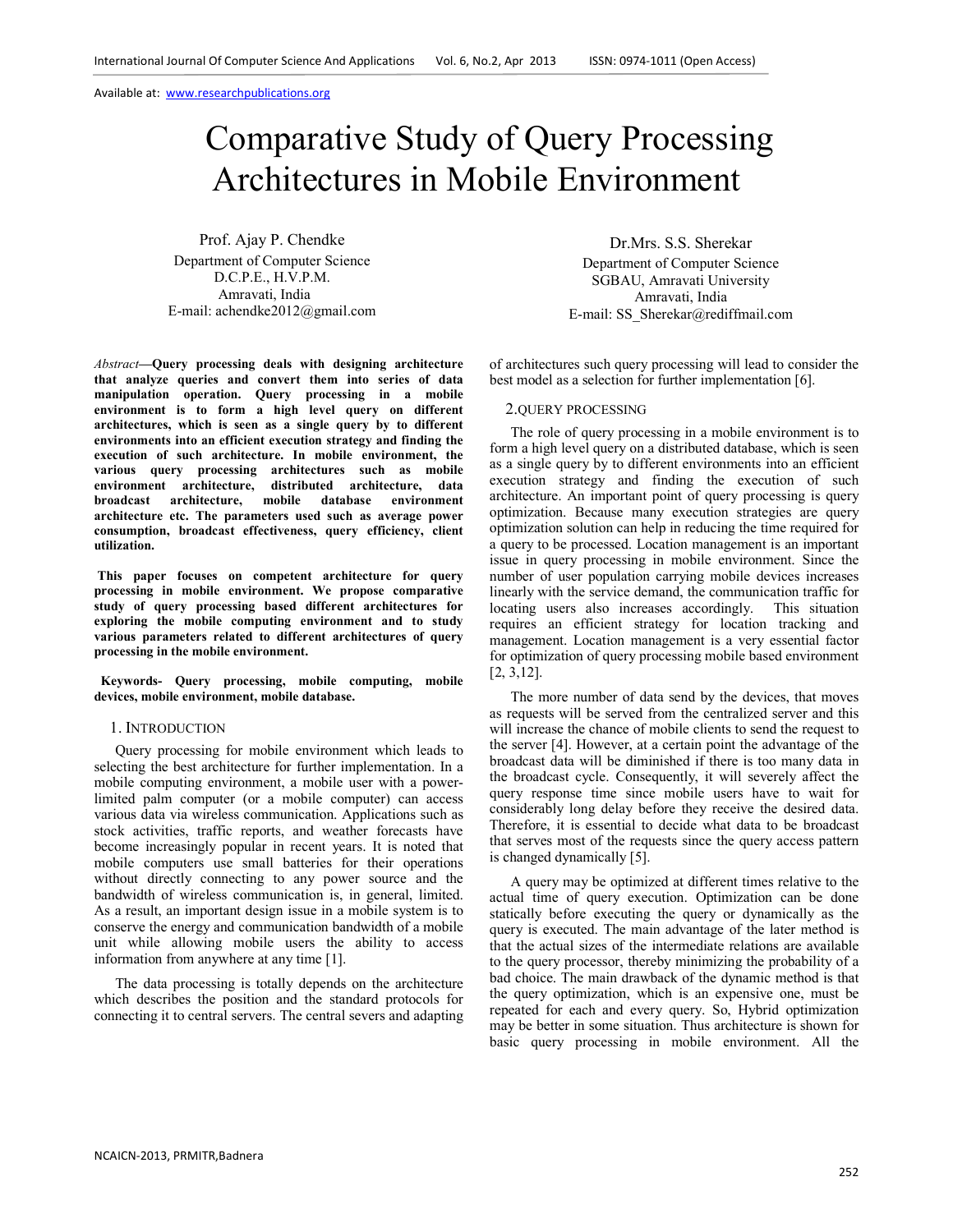Available at: www.researchpublications.org

# Comparative Study of Query Processing Architectures in Mobile Environment

Prof. Ajay P. Chendke
Department of Computer Science
D.C.P.E., H.V.P.M.
Amravati, India
E-mail: achendke2012@gmail.com

Dr.Mrs. S.S. Sherekar
Department of Computer Science
SGBAU, Amravati University
Amravati, India
E-mail: SS_Sherekar@rediffmail.com

*Abstract*—**Query processing deals with designing architecture that analyze queries and convert them into series of data manipulation operation. Query processing in a mobile environment is to form a high level query on different architectures, which is seen as a single query by to different environments into an efficient execution strategy and finding the execution of such architecture. In mobile environment, the various query processing architectures such as mobile environment architecture, distributed architecture, data broadcast architecture, mobile database environment architecture etc. The parameters used such as average power consumption, broadcast effectiveness, query efficiency, client utilization.**

**This paper focuses on competent architecture for query processing in mobile environment. We propose comparative study of query processing based different architectures for exploring the mobile computing environment and to study various parameters related to different architectures of query processing in the mobile environment.**

**Keywords- Query processing, mobile computing, mobile devices, mobile environment, mobile database.**

## 1. Introduction

Query processing for mobile environment which leads to selecting the best architecture for further implementation. In a mobile computing environment, a mobile user with a power-limited palm computer (or a mobile computer) can access various data via wireless communication. Applications such as stock activities, traffic reports, and weather forecasts have become increasingly popular in recent years. It is noted that mobile computers use small batteries for their operations without directly connecting to any power source and the bandwidth of wireless communication is, in general, limited. As a result, an important design issue in a mobile system is to conserve the energy and communication bandwidth of a mobile unit while allowing mobile users the ability to access information from anywhere at any time [1].

The data processing is totally depends on the architecture which describes the position and the standard protocols for connecting it to central servers. The central severs and adapting of architectures such query processing will lead to consider the best model as a selection for further implementation [6].

## 2. Query Processing

The role of query processing in a mobile environment is to form a high level query on a distributed database, which is seen as a single query by to different environments into an efficient execution strategy and finding the execution of such architecture. An important point of query processing is query optimization. Because many execution strategies are query optimization solution can help in reducing the time required for a query to be processed. Location management is an important issue in query processing in mobile environment. Since the number of user population carrying mobile devices increases linearly with the service demand, the communication traffic for locating users also increases accordingly. This situation requires an efficient strategy for location tracking and management. Location management is a very essential factor for optimization of query processing mobile based environment [2, 3,12].

The more number of data send by the devices, that moves as requests will be served from the centralized server and this will increase the chance of mobile clients to send the request to the server [4]. However, at a certain point the advantage of the broadcast data will be diminished if there is too many data in the broadcast cycle. Consequently, it will severely affect the query response time since mobile users have to wait for considerably long delay before they receive the desired data. Therefore, it is essential to decide what data to be broadcast that serves most of the requests since the query access pattern is changed dynamically [5].

A query may be optimized at different times relative to the actual time of query execution. Optimization can be done statically before executing the query or dynamically as the query is executed. The main advantage of the later method is that the actual sizes of the intermediate relations are available to the query processor, thereby minimizing the probability of a bad choice. The main drawback of the dynamic method is that the query optimization, which is an expensive one, must be repeated for each and every query. So, Hybrid optimization may be better in some situation. Thus architecture is shown for basic query processing in mobile environment. All the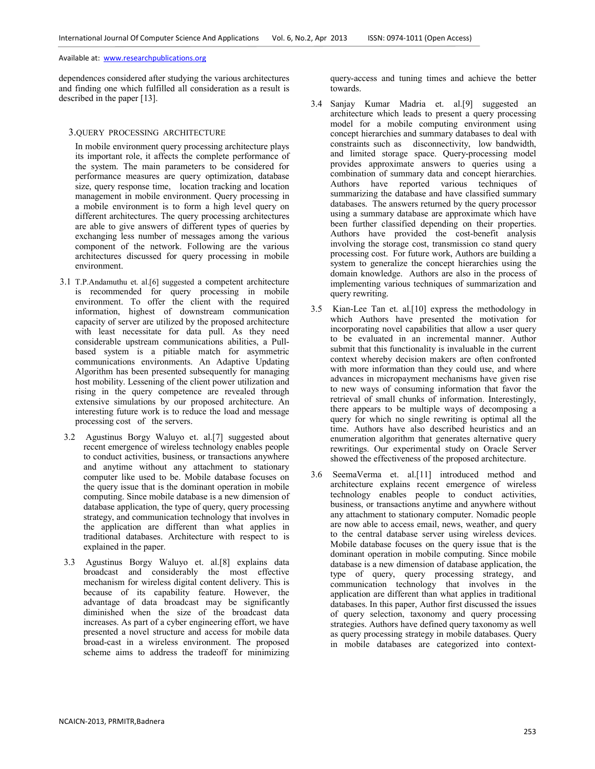dependences considered after studying the various architectures and finding one which fulfilled all consideration as a result is described in the paper [13].

## 3. QUERY PROCESSING ARCHITECTURE

In mobile environment query processing architecture plays its important role, it affects the complete performance of the system. The main parameters to be considered for performance measures are query optimization, database size, query response time, location tracking and location management in mobile environment. Query processing in a mobile environment is to form a high level query on different architectures. The query processing architectures are able to give answers of different types of queries by exchanging less number of messages among the various component of the network. Following are the various architectures discussed for query processing in mobile environment.

3.1 T.P.Andamuthu et. al.[6] suggested a competent architecture is recommended for query processing in mobile environment. To offer the client with the required information, highest of downstream communication capacity of server are utilized by the proposed architecture with least necessitate for data pull. As they need considerable upstream communications abilities, a Pull-based system is a pitiable match for asymmetric communications environments. An Adaptive Updating Algorithm has been presented subsequently for managing host mobility. Lessening of the client power utilization and rising in the query competence are revealed through extensive simulations by our proposed architecture. An interesting future work is to reduce the load and message processing cost of the servers.

3.2 Agustinus Borgy Waluyo et. al.[7] suggested about recent emergence of wireless technology enables people to conduct activities, business, or transactions anywhere and anytime without any attachment to stationary computer like used to be. Mobile database focuses on the query issue that is the dominant operation in mobile computing. Since mobile database is a new dimension of database application, the type of query, query processing strategy, and communication technology that involves in the application are different than what applies in traditional databases. Architecture with respect to is explained in the paper.

3.3 Agustinus Borgy Waluyo et. al.[8] explains data broadcast and considerably the most effective mechanism for wireless digital content delivery. This is because of its capability feature. However, the advantage of data broadcast may be significantly diminished when the size of the broadcast data increases. As part of a cyber engineering effort, we have presented a novel structure and access for mobile data broad-cast in a wireless environment. The proposed scheme aims to address the tradeoff for minimizing query-access and tuning times and achieve the better towards.

3.4 Sanjay Kumar Madria et. al.[9] suggested an architecture which leads to present a query processing model for a mobile computing environment using concept hierarchies and summary databases to deal with constraints such as disconnectivity, low bandwidth, and limited storage space. Query-processing model provides approximate answers to queries using a combination of summary data and concept hierarchies. Authors have reported various techniques of summarizing the database and have classified summary databases. The answers returned by the query processor using a summary database are approximate which have been further classified depending on their properties. Authors have provided the cost-benefit analysis involving the storage cost, transmission co stand query processing cost. For future work, Authors are building a system to generalize the concept hierarchies using the domain knowledge. Authors are also in the process of implementing various techniques of summarization and query rewriting.

3.5 Kian-Lee Tan et. al.[10] express the methodology in which Authors have presented the motivation for incorporating novel capabilities that allow a user query to be evaluated in an incremental manner. Author submit that this functionality is invaluable in the current context whereby decision makers are often confronted with more information than they could use, and where advances in micropayment mechanisms have given rise to new ways of consuming information that favor the retrieval of small chunks of information. Interestingly, there appears to be multiple ways of decomposing a query for which no single rewriting is optimal all the time. Authors have also described heuristics and an enumeration algorithm that generates alternative query rewritings. Our experimental study on Oracle Server showed the effectiveness of the proposed architecture.

3.6 SeemaVerma et. al.[11] introduced method and architecture explains recent emergence of wireless technology enables people to conduct activities, business, or transactions anytime and anywhere without any attachment to stationary computer. Nomadic people are now able to access email, news, weather, and query to the central database server using wireless devices. Mobile database focuses on the query issue that is the dominant operation in mobile computing. Since mobile database is a new dimension of database application, the type of query, query processing strategy, and communication technology that involves in the application are different than what applies in traditional databases. In this paper, Author first discussed the issues of query selection, taxonomy and query processing strategies. Authors have defined query taxonomy as well as query processing strategy in mobile databases. Query in mobile databases are categorized into context-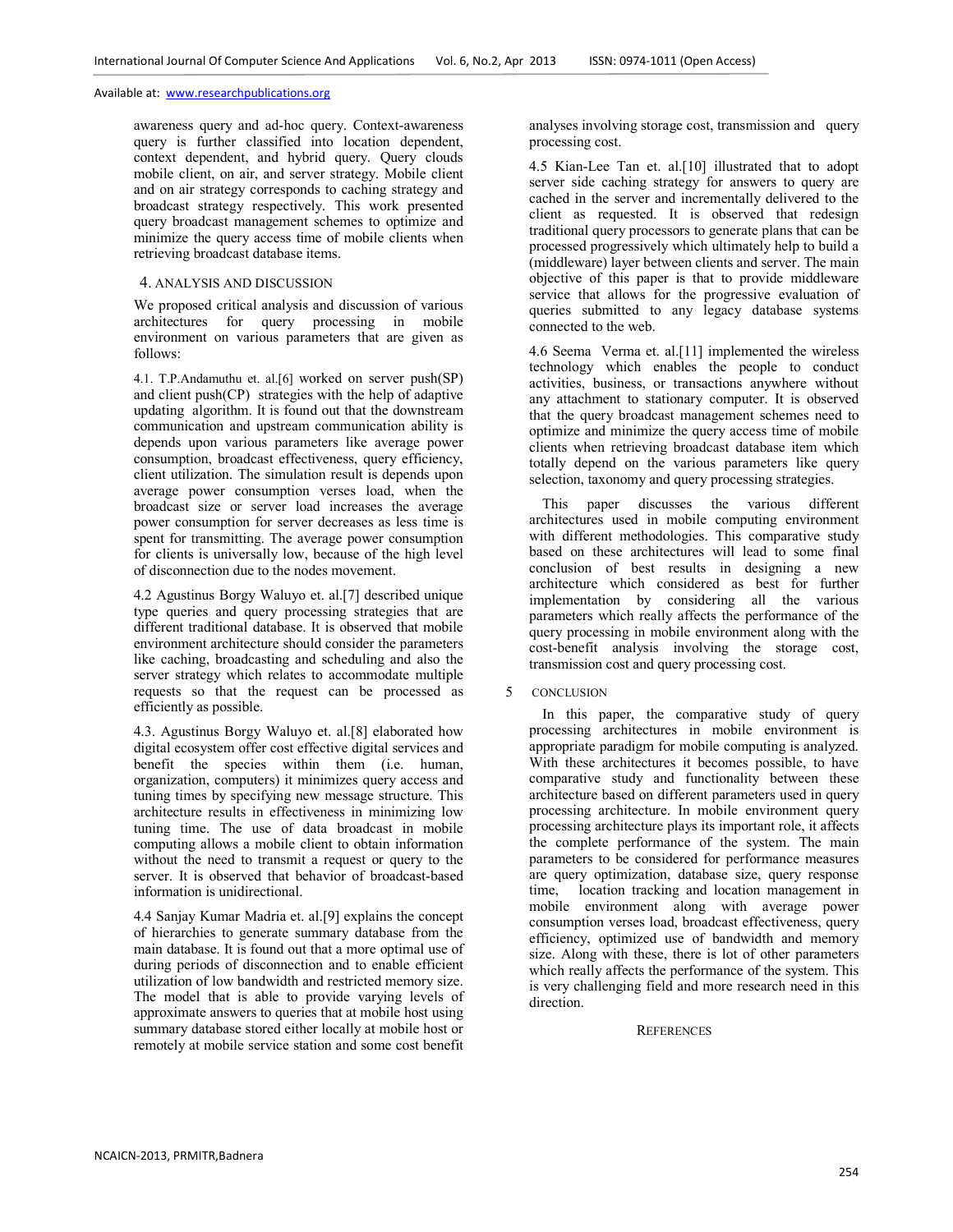awareness query and ad-hoc query. Context-awareness query is further classified into location dependent, context dependent, and hybrid query. Query clouds mobile client, on air, and server strategy. Mobile client and on air strategy corresponds to caching strategy and broadcast strategy respectively. This work presented query broadcast management schemes to optimize and minimize the query access time of mobile clients when retrieving broadcast database items.

## 4. ANALYSIS AND DISCUSSION

We proposed critical analysis and discussion of various architectures for query processing in mobile environment on various parameters that are given as follows:

4.1. T.P.Andamuthu et. al.[6] worked on server push(SP) and client push(CP) strategies with the help of adaptive updating algorithm. It is found out that the downstream communication and upstream communication ability is depends upon various parameters like average power consumption, broadcast effectiveness, query efficiency, client utilization. The simulation result is depends upon average power consumption verses load, when the broadcast size or server load increases the average power consumption for server decreases as less time is spent for transmitting. The average power consumption for clients is universally low, because of the high level of disconnection due to the nodes movement.

4.2 Agustinus Borgy Waluyo et. al.[7] described unique type queries and query processing strategies that are different traditional database. It is observed that mobile environment architecture should consider the parameters like caching, broadcasting and scheduling and also the server strategy which relates to accommodate multiple requests so that the request can be processed as efficiently as possible.

4.3. Agustinus Borgy Waluyo et. al.[8] elaborated how digital ecosystem offer cost effective digital services and benefit the species within them (i.e. human, organization, computers) it minimizes query access and tuning times by specifying new message structure. This architecture results in effectiveness in minimizing low tuning time. The use of data broadcast in mobile computing allows a mobile client to obtain information without the need to transmit a request or query to the server. It is observed that behavior of broadcast-based information is unidirectional.

4.4 Sanjay Kumar Madria et. al.[9] explains the concept of hierarchies to generate summary database from the main database. It is found out that a more optimal use of during periods of disconnection and to enable efficient utilization of low bandwidth and restricted memory size. The model that is able to provide varying levels of approximate answers to queries that at mobile host using summary database stored either locally at mobile host or remotely at mobile service station and some cost benefit analyses involving storage cost, transmission and query processing cost.

4.5 Kian-Lee Tan et. al.[10] illustrated that to adopt server side caching strategy for answers to query are cached in the server and incrementally delivered to the client as requested. It is observed that redesign traditional query processors to generate plans that can be processed progressively which ultimately help to build a (middleware) layer between clients and server. The main objective of this paper is that to provide middleware service that allows for the progressive evaluation of queries submitted to any legacy database systems connected to the web.

4.6 Seema Verma et. al.[11] implemented the wireless technology which enables the people to conduct activities, business, or transactions anywhere without any attachment to stationary computer. It is observed that the query broadcast management schemes need to optimize and minimize the query access time of mobile clients when retrieving broadcast database item which totally depend on the various parameters like query selection, taxonomy and query processing strategies.

This paper discusses the various different architectures used in mobile computing environment with different methodologies. This comparative study based on these architectures will lead to some final conclusion of best results in designing a new architecture which considered as best for further implementation by considering all the various parameters which really affects the performance of the query processing in mobile environment along with the cost-benefit analysis involving the storage cost, transmission cost and query processing cost.

## 5 CONCLUSION

In this paper, the comparative study of query processing architectures in mobile environment is appropriate paradigm for mobile computing is analyzed. With these architectures it becomes possible, to have comparative study and functionality between these architecture based on different parameters used in query processing architecture. In mobile environment query processing architecture plays its important role, it affects the complete performance of the system. The main parameters to be considered for performance measures are query optimization, database size, query response time, location tracking and location management in mobile environment along with average power consumption verses load, broadcast effectiveness, query efficiency, optimized use of bandwidth and memory size. Along with these, there is lot of other parameters which really affects the performance of the system. This is very challenging field and more research need in this direction.

## REFERENCES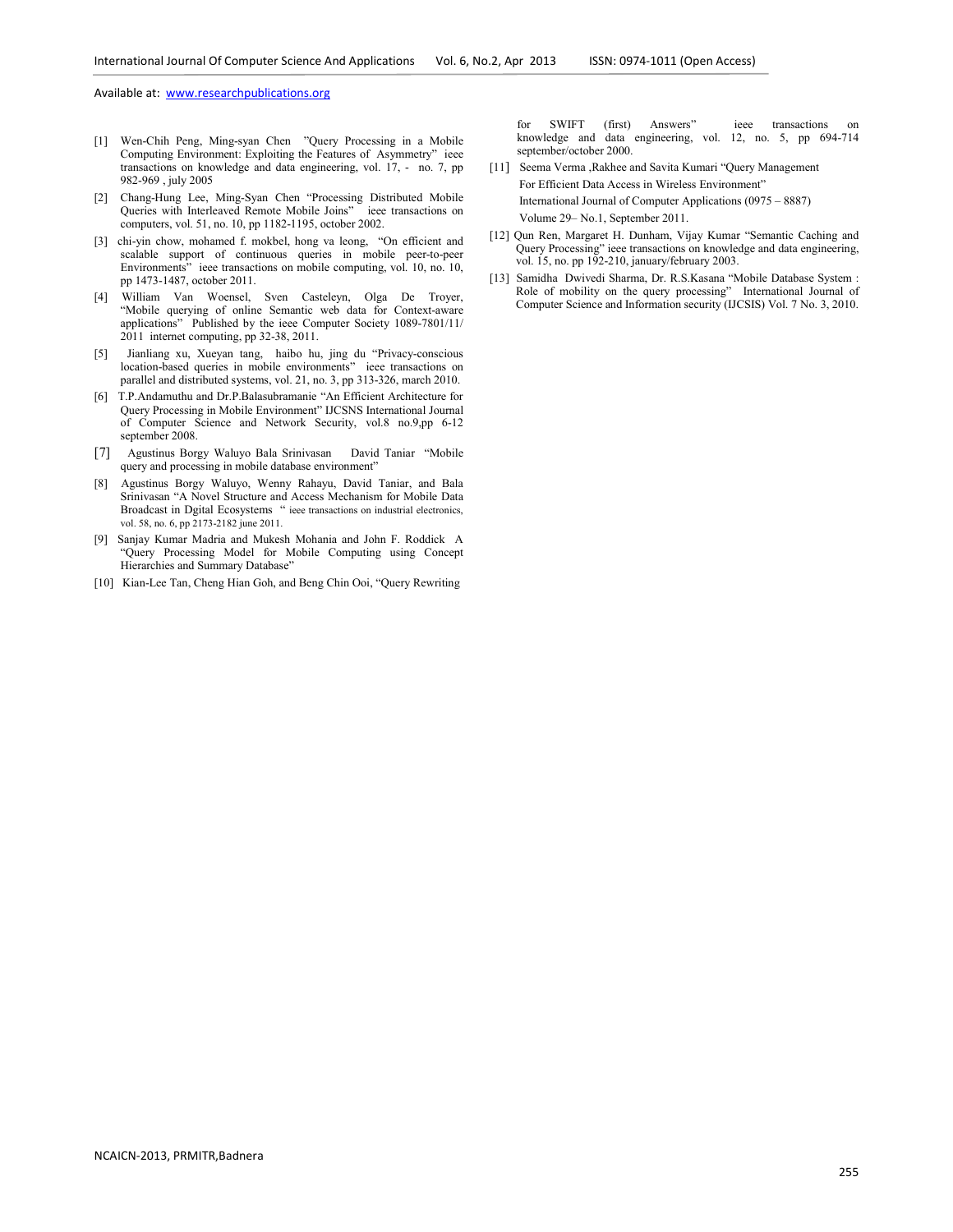[1] Wen-Chih Peng, Ming-syan Chen "Query Processing in a Mobile Computing Environment: Exploiting the Features of Asymmetry" ieee transactions on knowledge and data engineering, vol. 17, - no. 7, pp 982-969 , july 2005

[2] Chang-Hung Lee, Ming-Syan Chen "Processing Distributed Mobile Queries with Interleaved Remote Mobile Joins" ieee transactions on computers, vol. 51, no. 10, pp 1182-1195, october 2002.

[3] chi-yin chow, mohamed f. mokbel, hong va leong, "On efficient and scalable support of continuous queries in mobile peer-to-peer Environments" ieee transactions on mobile computing, vol. 10, no. 10, pp 1473-1487, october 2011.

[4] William Van Woensel, Sven Casteleyn, Olga De Troyer, "Mobile querying of online Semantic web data for Context-aware applications" Published by the ieee Computer Society 1089-7801/11/ 2011 internet computing, pp 32-38, 2011.

[5] Jianliang xu, Xueyan tang, haibo hu, jing du "Privacy-conscious location-based queries in mobile environments" ieee transactions on parallel and distributed systems, vol. 21, no. 3, pp 313-326, march 2010.

[6] T.P.Andamuthu and Dr.P.Balasubramanie "An Efficient Architecture for Query Processing in Mobile Environment" IJCSNS International Journal of Computer Science and Network Security, vol.8 no.9,pp 6-12 september 2008.

[7] Agustinus Borgy Waluyo Bala Srinivasan David Taniar "Mobile query and processing in mobile database environment"

[8] Agustinus Borgy Waluyo, Wenny Rahayu, David Taniar, and Bala Srinivasan "A Novel Structure and Access Mechanism for Mobile Data Broadcast in Dgital Ecosystems " ieee transactions on industrial electronics, vol. 58, no. 6, pp 2173-2182 june 2011.

[9] Sanjay Kumar Madria and Mukesh Mohania and John F. Roddick A "Query Processing Model for Mobile Computing using Concept Hierarchies and Summary Database"

[10] Kian-Lee Tan, Cheng Hian Goh, and Beng Chin Ooi, "Query Rewriting for SWIFT (first) Answers" ieee transactions on knowledge and data engineering, vol. 12, no. 5, pp 694-714 september/october 2000.

[11] Seema Verma ,Rakhee and Savita Kumari "Query Management For Efficient Data Access in Wireless Environment" International Journal of Computer Applications (0975 – 8887) Volume 29– No.1, September 2011.

[12] Qun Ren, Margaret H. Dunham, Vijay Kumar "Semantic Caching and Query Processing" ieee transactions on knowledge and data engineering, vol. 15, no. pp 192-210, january/february 2003.

[13] Samidha Dwivedi Sharma, Dr. R.S.Kasana "Mobile Database System : Role of mobility on the query processing" International Journal of Computer Science and Information security (IJCSIS) Vol. 7 No. 3, 2010.